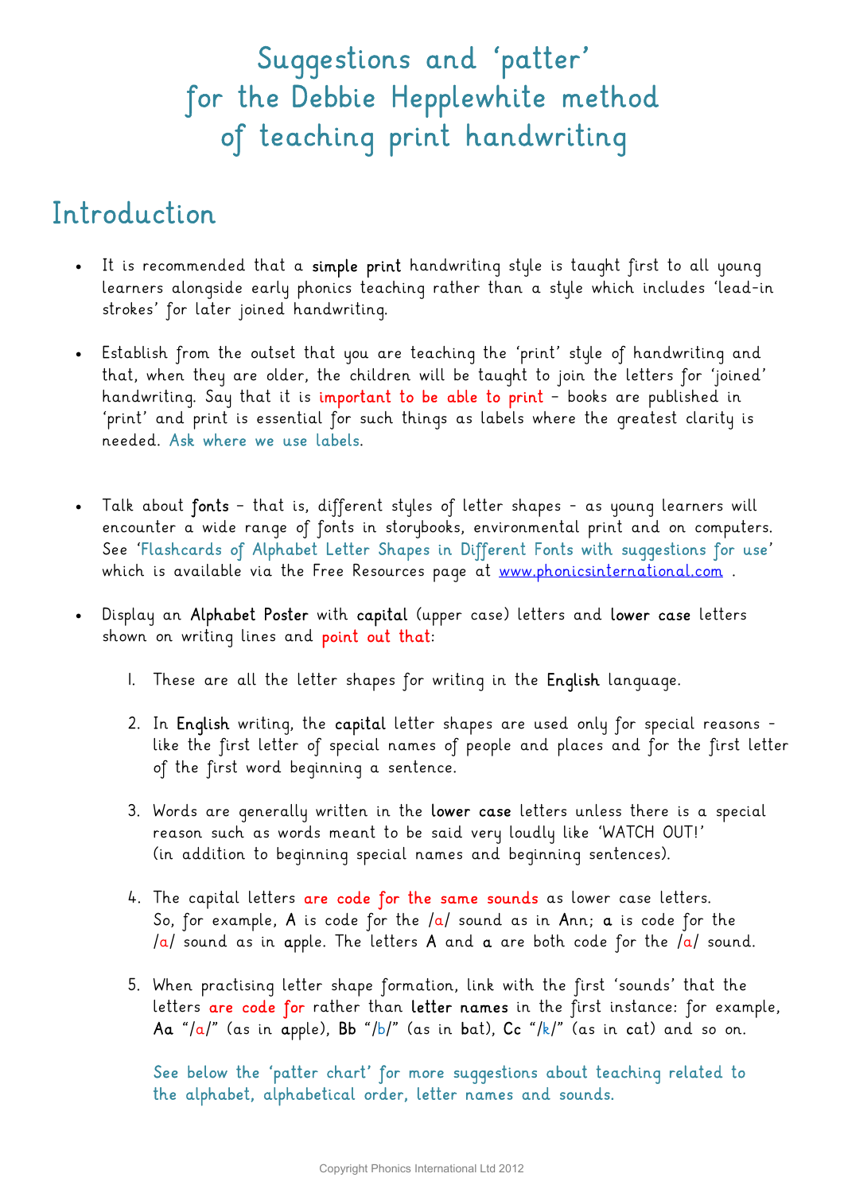# Suggestions and 'patter' for the Debbie Hepplewhite method of teaching print handwriting

## Introduction

- It is recommended that a **simple print** handwriting style is taught first to all young learners alongside early phonics teaching rather than a style which includes 'lead-in strokes' for later joined handwriting.

- Establish from the outset that you are teaching the 'print' style of handwriting and that, when they are older, the children will be taught to join the letters for 'joined' handwriting. Say that it is important to be able to print – books are published in 'print' and print is essential for such things as labels where the greatest clarity is needed. Ask where we use labels.

- Talk about **fonts** – that is, different styles of letter shapes - as young learners will encounter a wide range of fonts in storybooks, environmental print and on computers. See 'Flashcards of Alphabet Letter Shapes in Different Fonts with suggestions for use' which is available via the Free Resources page at www.phonicsinternational.com .

- Display an **Alphabet Poster** with **capital** (upper case) letters and **lower case** letters shown on writing lines and point out that:

  1. These are all the letter shapes for writing in the **English** language.

  2. In **English** writing, the **capital** letter shapes are used only for special reasons - like the first letter of special names of people and places and for the first letter of the first word beginning a sentence.

  3. Words are generally written in the **lower case** letters unless there is a special reason such as words meant to be said very loudly like 'WATCH OUT!' (in addition to beginning special names and beginning sentences).

  4. The capital letters are code for the same sounds as lower case letters. So, for example, **A** is code for the /a/ sound as in Ann; **a** is code for the /a/ sound as in apple. The letters **A** and **a** are both code for the /a/ sound.

  5. When practising letter shape formation, link with the first 'sounds' that the letters are code for rather than **letter names** in the first instance: for example, **Aa** "/a/" (as in apple), **Bb** "/b/" (as in bat), **Cc** "/k/" (as in cat) and so on.

  See below the 'patter chart' for more suggestions about teaching related to the alphabet, alphabetical order, letter names and sounds.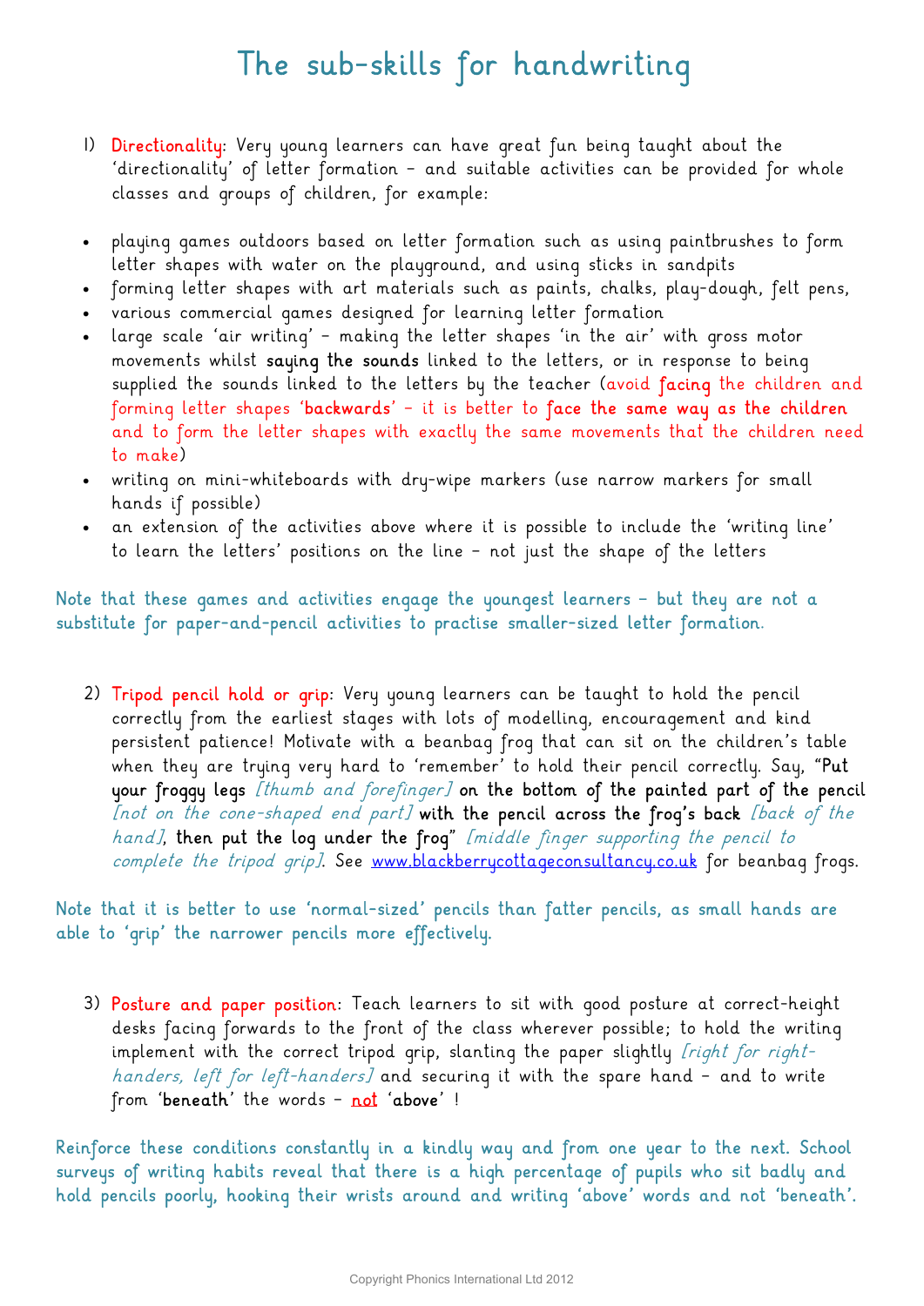# The sub-skills for handwriting

1) **Directionality**: Very young learners can have great fun being taught about the 'directionality' of letter formation – and suitable activities can be provided for whole classes and groups of children, for example:

- playing games outdoors based on letter formation such as using paintbrushes to form letter shapes with water on the playground, and using sticks in sandpits
- forming letter shapes with art materials such as paints, chalks, play-dough, felt pens,
- various commercial games designed for learning letter formation
- large scale 'air writing' – making the letter shapes 'in the air' with gross motor movements whilst **saying the sounds** linked to the letters, or in response to being supplied the sounds linked to the letters by the teacher (avoid **facing** the children and forming letter shapes '**backwards**' – it is better to **face the same way as the children** and to form the letter shapes with exactly the same movements that the children need to make)
- writing on mini-whiteboards with dry-wipe markers (use narrow markers for small hands if possible)
- an extension of the activities above where it is possible to include the 'writing line' to learn the letters' positions on the line – not just the shape of the letters

Note that these games and activities engage the youngest learners – but they are not a substitute for paper-and-pencil activities to practise smaller-sized letter formation.

2) **Tripod pencil hold or grip**: Very young learners can be taught to hold the pencil correctly from the earliest stages with lots of modelling, encouragement and kind persistent patience! Motivate with a beanbag frog that can sit on the children's table when they are trying very hard to 'remember' to hold their pencil correctly. Say, "**Put your froggy legs** *[thumb and forefinger]* **on the bottom of the painted part of the pencil** *[not on the cone-shaped end part]* **with the pencil across the frog's back** *[back of the hand]*, **then put the log under the frog**" *[middle finger supporting the pencil to complete the tripod grip]*. See www.blackberrycottageconsultancy.co.uk for beanbag frogs.

Note that it is better to use 'normal-sized' pencils than fatter pencils, as small hands are able to 'grip' the narrower pencils more effectively.

3) **Posture and paper position**: Teach learners to sit with good posture at correct-height desks facing forwards to the front of the class wherever possible; to hold the writing implement with the correct tripod grip, slanting the paper slightly *[right for right-handers, left for left-handers]* and securing it with the spare hand – and to write from '**beneath**' the words – **not** '**above**' !

Reinforce these conditions constantly in a kindly way and from one year to the next. School surveys of writing habits reveal that there is a high percentage of pupils who sit badly and hold pencils poorly, hooking their wrists around and writing 'above' words and not 'beneath'.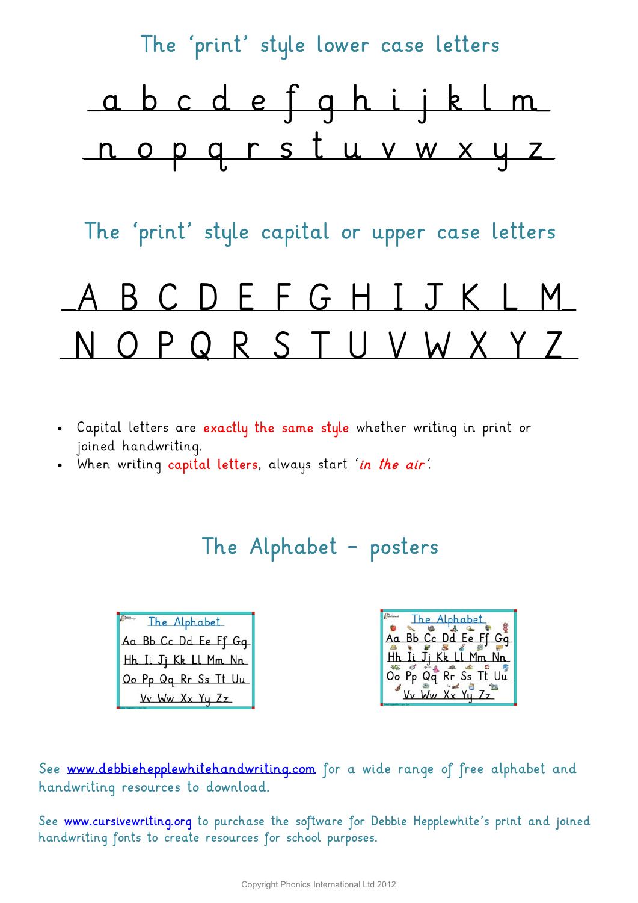## The 'print' style lower case letters

a b c d e f g h i j k l m

n o p q r s t u v w x y z

## The 'print' style capital or upper case letters

A B C D E F G H I J K L M

N O P Q R S T U V W X Y Z

- Capital letters are **exactly the same style** whether writing in print or joined handwriting.
- When writing **capital letters**, always start '*in the air*'.

## The Alphabet – posters

The Alphabet

Aa Bb Cc Dd Ee Ff Gg
Hh Ii Jj Kk Ll Mm Nn
Oo Pp Qq Rr Ss Tt Uu
Vv Ww Xx Yy Zz

The Alphabet

Aa Bb Cc Dd Ee Ff Gg
Hh Ii Jj Kk Ll Mm Nn
Oo Pp Qq Rr Ss Tt Uu
Vv Ww Xx Yy Zz

See www.debbiehepplewhitehandwriting.com for a wide range of free alphabet and handwriting resources to download.

See www.cursivewriting.org to purchase the software for Debbie Hepplewhite's print and joined handwriting fonts to create resources for school purposes.

Copyright Phonics International Ltd 2012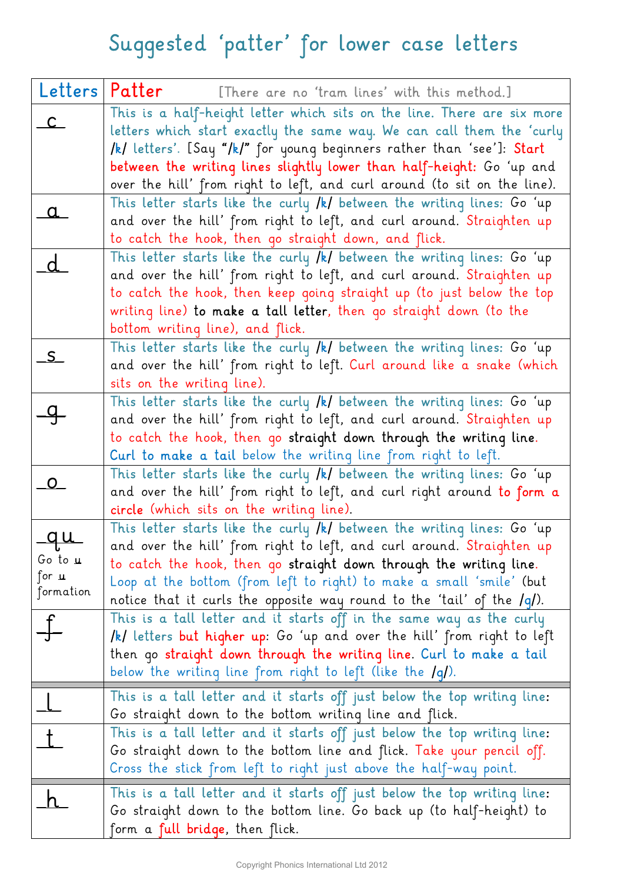# Suggested 'patter' for lower case letters

| Letters | Patter [There are no 'tram lines' with this method.] |
|---|---|
| c | This is a half-height letter which sits on the line. There are six more letters which start exactly the same way. We can call them the 'curly /k/ letters'. [Say "/k/" for young beginners rather than 'see']: Start between the writing lines slightly lower than half-height: Go 'up and over the hill' from right to left, and curl around (to sit on the line). |
| a | This letter starts like the curly /k/ between the writing lines: Go 'up and over the hill' from right to left, and curl around. Straighten up to catch the hook, then go straight down, and flick. |
| d | This letter starts like the curly /k/ between the writing lines: Go 'up and over the hill' from right to left, and curl around. Straighten up to catch the hook, then keep going straight up (to just below the top writing line) to make a tall letter, then go straight down (to the bottom writing line), and flick. |
| s | This letter starts like the curly /k/ between the writing lines: Go 'up and over the hill' from right to left. Curl around like a snake (which sits on the writing line). |
| g | This letter starts like the curly /k/ between the writing lines: Go 'up and over the hill' from right to left, and curl around. Straighten up to catch the hook, then go straight down through the writing line. Curl to make a tail below the writing line from right to left. |
| o | This letter starts like the curly /k/ between the writing lines: Go 'up and over the hill' from right to left, and curl right around to form a circle (which sits on the writing line). |
| qu<br>Go to u for u formation | This letter starts like the curly /k/ between the writing lines: Go 'up and over the hill' from right to left, and curl around. Straighten up to catch the hook, then go straight down through the writing line. Loop at the bottom (from left to right) to make a small 'smile' (but notice that it curls the opposite way round to the 'tail' of the /g/). |
| f | This is a tall letter and it starts off in the same way as the curly /k/ letters but higher up: Go 'up and over the hill' from right to left then go straight down through the writing line. Curl to make a tail below the writing line from right to left (like the /g/). |
| l | This is a tall letter and it starts off just below the top writing line: Go straight down to the bottom writing line and flick. |
| t | This is a tall letter and it starts off just below the top writing line: Go straight down to the bottom line and flick. Take your pencil off. Cross the stick from left to right just above the half-way point. |
| h | This is a tall letter and it starts off just below the top writing line: Go straight down to the bottom line. Go back up (to half-height) to form a full bridge, then flick. |

Copyright Phonics International Ltd 2012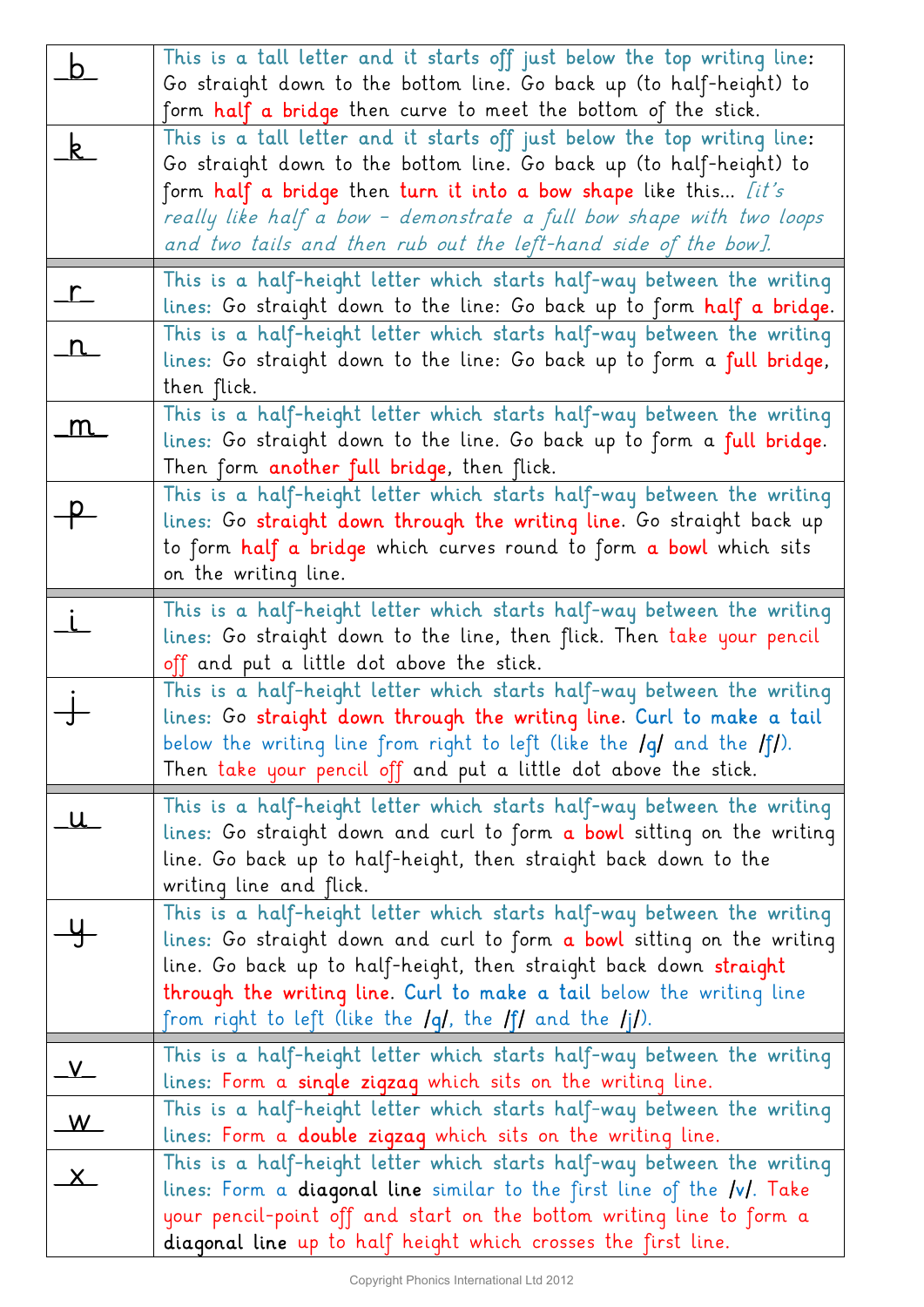| | |
|---|---|
| b | This is a tall letter and it starts off just below the top writing line: Go straight down to the bottom line. Go back up (to half-height) to form half a bridge then curve to meet the bottom of the stick. |
| k | This is a tall letter and it starts off just below the top writing line: Go straight down to the bottom line. Go back up (to half-height) to form half a bridge then turn it into a bow shape like this... *[it's really like half a bow – demonstrate a full bow shape with two loops and two tails and then rub out the left-hand side of the bow].* |
| r | This is a half-height letter which starts half-way between the writing lines: Go straight down to the line: Go back up to form half a bridge. |
| n | This is a half-height letter which starts half-way between the writing lines: Go straight down to the line: Go back up to form a full bridge, then flick. |
| m | This is a half-height letter which starts half-way between the writing lines: Go straight down to the line. Go back up to form a full bridge. Then form another full bridge, then flick. |
| p | This is a half-height letter which starts half-way between the writing lines: Go straight down through the writing line. Go straight back up to form half a bridge which curves round to form a bowl which sits on the writing line. |
| i | This is a half-height letter which starts half-way between the writing lines: Go straight down to the line, then flick. Then take your pencil off and put a little dot above the stick. |
| j | This is a half-height letter which starts half-way between the writing lines: Go straight down through the writing line. Curl to make a tail below the writing line from right to left (like the /g/ and the /f/). Then take your pencil off and put a little dot above the stick. |
| u | This is a half-height letter which starts half-way between the writing lines: Go straight down and curl to form a bowl sitting on the writing line. Go back up to half-height, then straight back down to the writing line and flick. |
| y | This is a half-height letter which starts half-way between the writing lines: Go straight down and curl to form a bowl sitting on the writing line. Go back up to half-height, then straight back down straight through the writing line. Curl to make a tail below the writing line from right to left (like the /g/, the /f/ and the /j/). |
| v | This is a half-height letter which starts half-way between the writing lines: Form a single zigzag which sits on the writing line. |
| w | This is a half-height letter which starts half-way between the writing lines: Form a double zigzag which sits on the writing line. |
| x | This is a half-height letter which starts half-way between the writing lines: Form a diagonal line similar to the first line of the /v/. Take your pencil-point off and start on the bottom writing line to form a diagonal line up to half height which crosses the first line. |

Copyright Phonics International Ltd 2012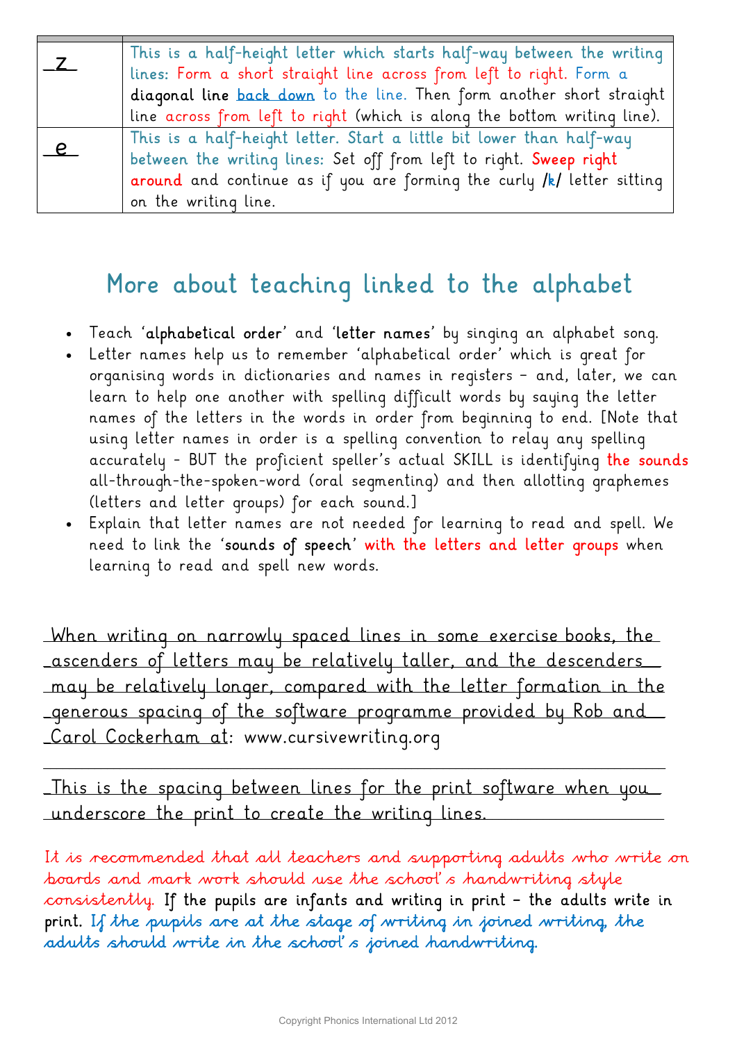| | |
|---|---|
| z | This is a half-height letter which starts half-way between the writing lines: Form a short straight line across from left to right. Form a **diagonal line** back down to the line. Then form another short straight line across from left to right (which is along the bottom writing line). |
| e | This is a half-height letter. Start a little bit lower than half-way between the writing lines: Set off from left to right. Sweep right around and continue as if you are forming the curly /k/ letter sitting on the writing line. |

## More about teaching linked to the alphabet

- Teach '**alphabetical order**' and '**letter names**' by singing an alphabet song.
- Letter names help us to remember 'alphabetical order' which is great for organising words in dictionaries and names in registers – and, later, we can learn to help one another with spelling difficult words by saying the letter names of the letters in the words in order from beginning to end. [Note that using letter names in order is a spelling convention to relay any spelling accurately - BUT the proficient speller's actual SKILL is identifying the sounds all-through-the-spoken-word (oral segmenting) and then allotting graphemes (letters and letter groups) for each sound.]
- Explain that letter names are not needed for learning to read and spell. We need to link the '**sounds of speech**' with the letters and letter groups when learning to read and spell new words.

When writing on narrowly spaced lines in some exercise books, the ascenders of letters may be relatively taller, and the descenders may be relatively longer, compared with the letter formation in the generous spacing of the software programme provided by Rob and Carol Cockerham at: www.cursivewriting.org

This is the spacing between lines for the print software when you underscore the print to create the writing lines.

*It is recommended that all teachers and supporting adults who write on boards and mark work should use the school's handwriting style consistently.* If the pupils are infants and writing in print – the adults write in print. *If the pupils are at the stage of writing in joined writing, the adults should write in the school's joined handwriting.*